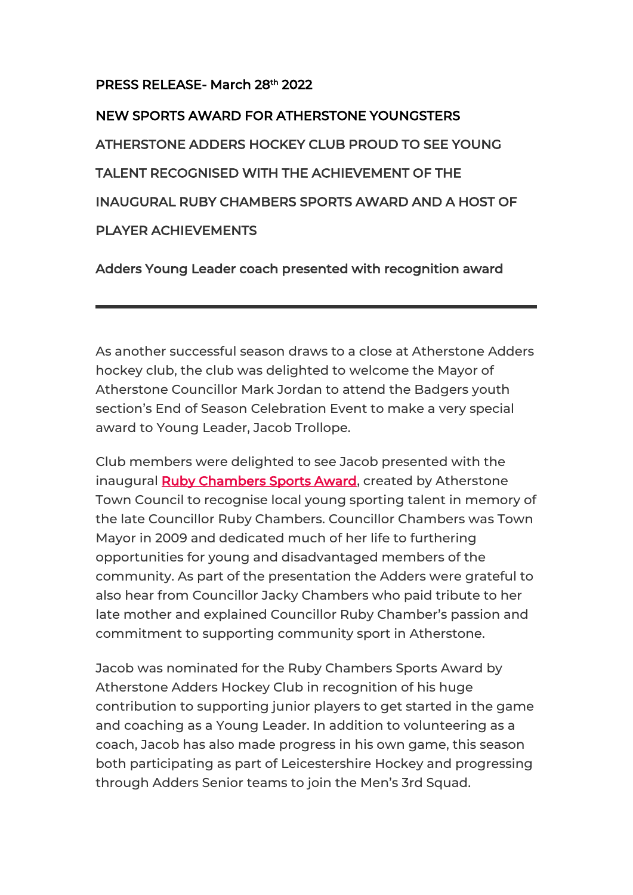**PRESS RELEASE- March 28th 2022**

# NEW SPORTS AWARD FOR ATHERSTONE YOUNGSTERS

## ATHERSTONE ADDERS HOCKEY CLUB PROUD TO SEE YOUNG TALENT RECOGNISED WITH THE ACHIEVEMENT OF THE INAUGURAL RUBY CHAMBERS SPORTS AWARD AND A HOST OF PLAYER ACHIEVEMENTS

### Adders Young Leader coach presented with recognition award

---

As another successful season draws to a close at Atherstone Adders hockey club, the club was delighted to welcome the Mayor of Atherstone Councillor Mark Jordan to attend the Badgers youth section's End of Season Celebration Event to make a very special award to Young Leader, Jacob Trollope.

Club members were delighted to see Jacob presented with the inaugural **Ruby Chambers Sports Award**, created by Atherstone Town Council to recognise local young sporting talent in memory of the late Councillor Ruby Chambers. Councillor Chambers was Town Mayor in 2009 and dedicated much of her life to furthering opportunities for young and disadvantaged members of the community. As part of the presentation the Adders were grateful to also hear from Councillor Jacky Chambers who paid tribute to her late mother and explained Councillor Ruby Chamber's passion and commitment to supporting community sport in Atherstone.

Jacob was nominated for the Ruby Chambers Sports Award by Atherstone Adders Hockey Club in recognition of his huge contribution to supporting junior players to get started in the game and coaching as a Young Leader. In addition to volunteering as a coach, Jacob has also made progress in his own game, this season both participating as part of Leicestershire Hockey and progressing through Adders Senior teams to join the Men's 3rd Squad.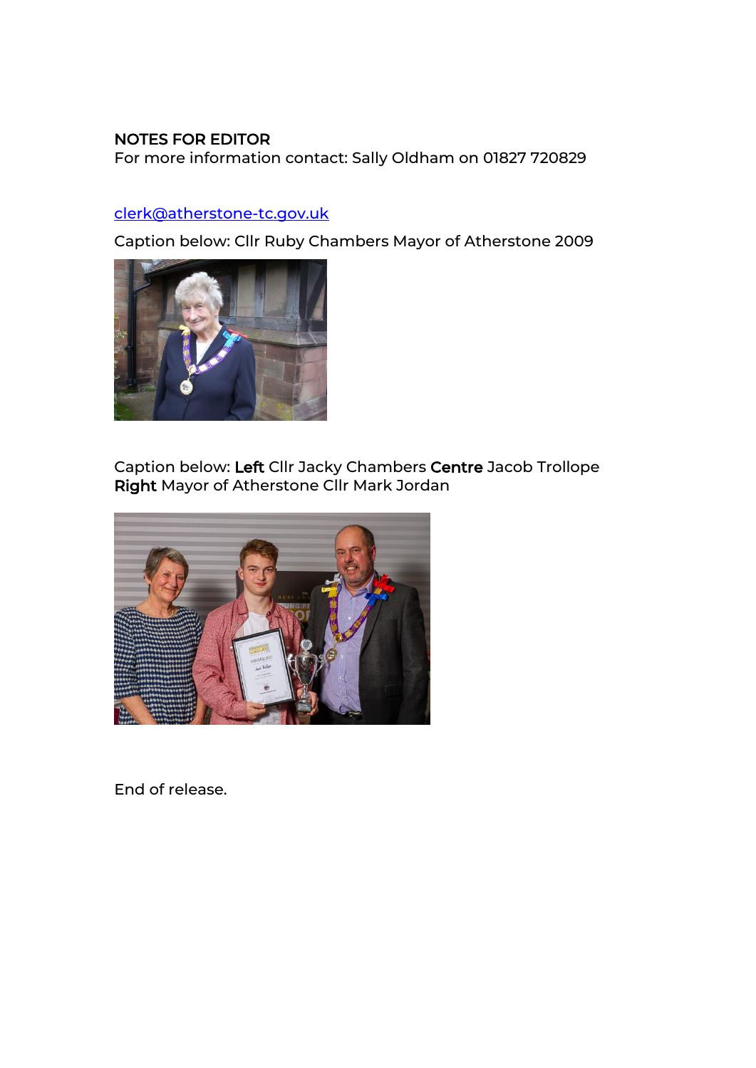**NOTES FOR EDITOR**

For more information contact: Sally Oldham on 01827 720829

clerk@atherstone-tc.gov.uk

Caption below: Cllr Ruby Chambers Mayor of Atherstone 2009

Caption below: **Left** Cllr Jacky Chambers **Centre** Jacob Trollope **Right** Mayor of Atherstone Cllr Mark Jordan

End of release.